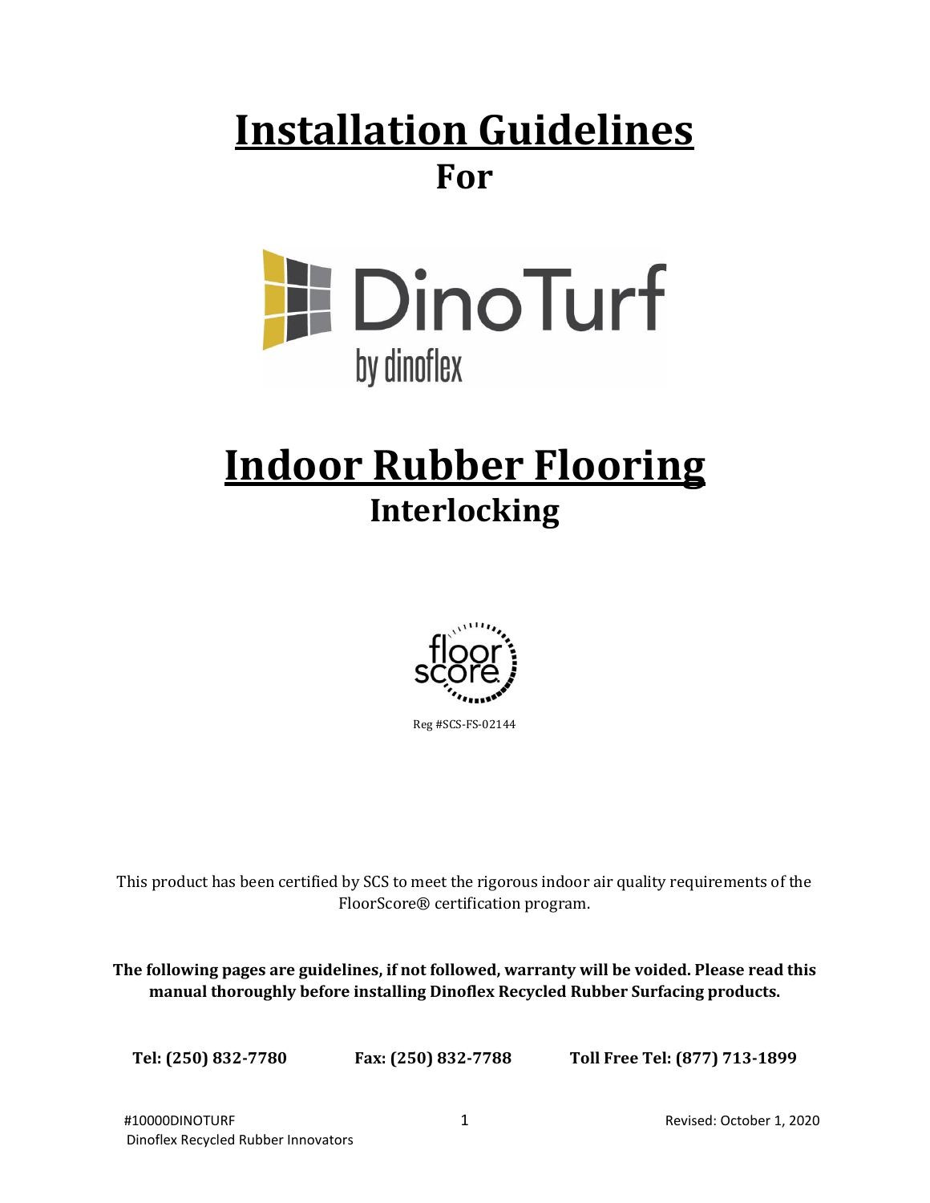# Installation Guidelines

## For

DinoTurf
by dinoflex

# Indoor Rubber Flooring

## Interlocking

floor score

Reg #SCS-FS-02144

This product has been certified by SCS to meet the rigorous indoor air quality requirements of the FloorScore® certification program.

**The following pages are guidelines, if not followed, warranty will be voided. Please read this manual thoroughly before installing Dinoflex Recycled Rubber Surfacing products.**

**Tel: (250) 832-7780** **Fax: (250) 832-7788** **Toll Free Tel: (877) 713-1899**

#10000DINOTURF
Dinoflex Recycled Rubber Innovators

Revised: October 1, 2020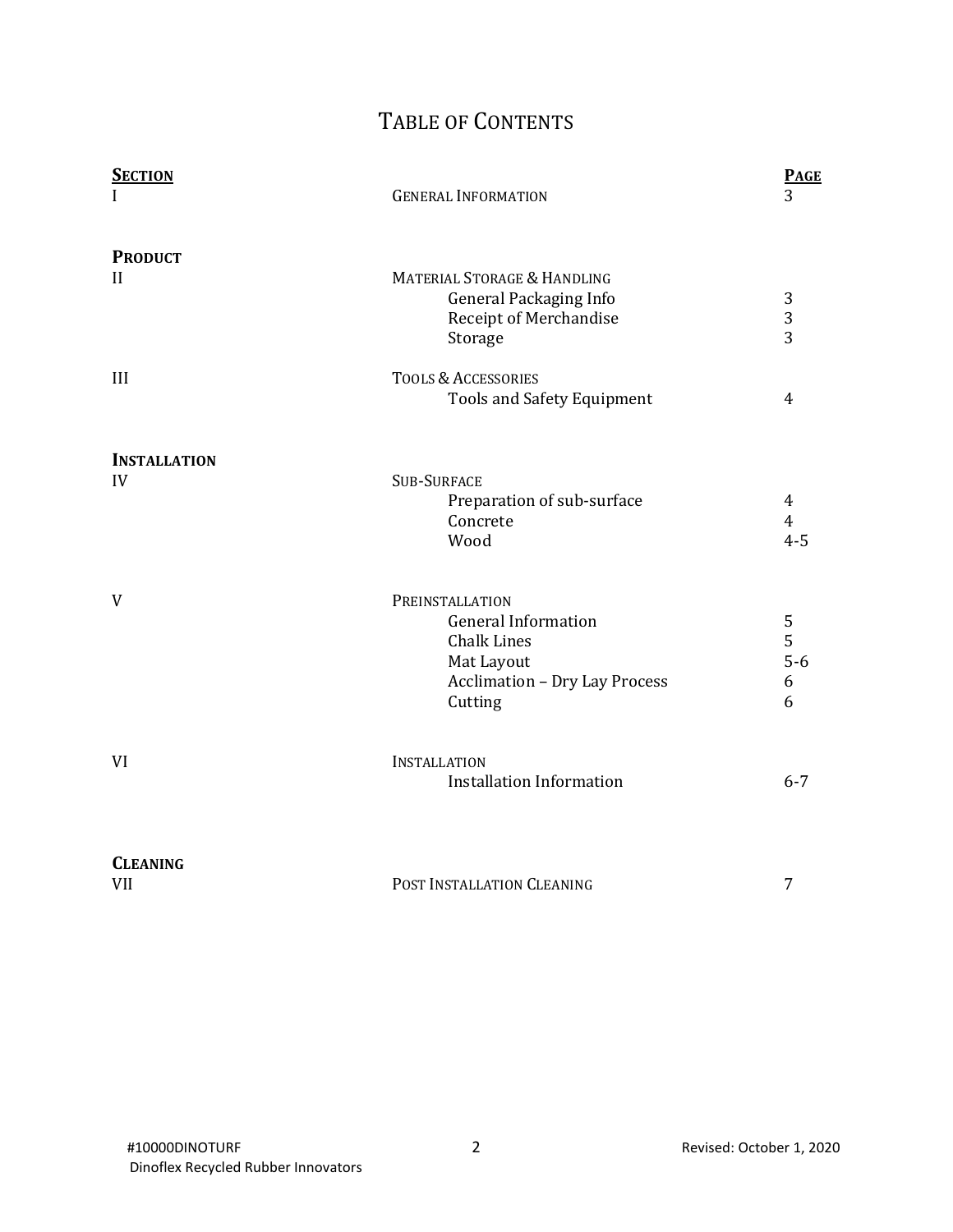# Table of Contents

| **Section** | | **Page** |
|---|---|---|
| I | General Information | 3 |
| **Product** | | |
| II | Material Storage & Handling | |
| | General Packaging Info | 3 |
| | Receipt of Merchandise | 3 |
| | Storage | 3 |
| III | Tools & Accessories | |
| | Tools and Safety Equipment | 4 |
| **Installation** | | |
| IV | Sub-Surface | |
| | Preparation of sub-surface | 4 |
| | Concrete | 4 |
| | Wood | 4-5 |
| V | Preinstallation | |
| | General Information | 5 |
| | Chalk Lines | 5 |
| | Mat Layout | 5-6 |
| | Acclimation – Dry Lay Process | 6 |
| | Cutting | 6 |
| VI | Installation | |
| | Installation Information | 6-7 |
| **Cleaning** | | |
| VII | Post Installation Cleaning | 7 |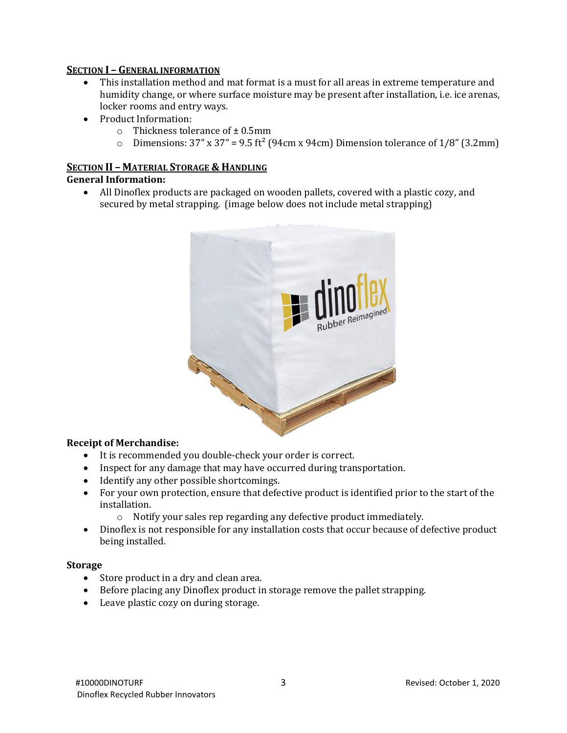## SECTION I – GENERAL INFORMATION

- This installation method and mat format is a must for all areas in extreme temperature and humidity change, or where surface moisture may be present after installation, i.e. ice arenas, locker rooms and entry ways.
- Product Information:
  - Thickness tolerance of ± 0.5mm
  - Dimensions: 37" x 37" = 9.5 ft$^2$ (94cm x 94cm) Dimension tolerance of 1/8" (3.2mm)

## SECTION II – MATERIAL STORAGE & HANDLING

### General Information:

- All Dinoflex products are packaged on wooden pallets, covered with a plastic cozy, and secured by metal strapping. (image below does not include metal strapping)

### Receipt of Merchandise:

- It is recommended you double-check your order is correct.
- Inspect for any damage that may have occurred during transportation.
- Identify any other possible shortcomings.
- For your own protection, ensure that defective product is identified prior to the start of the installation.
  - Notify your sales rep regarding any defective product immediately.
- Dinoflex is not responsible for any installation costs that occur because of defective product being installed.

### Storage

- Store product in a dry and clean area.
- Before placing any Dinoflex product in storage remove the pallet strapping.
- Leave plastic cozy on during storage.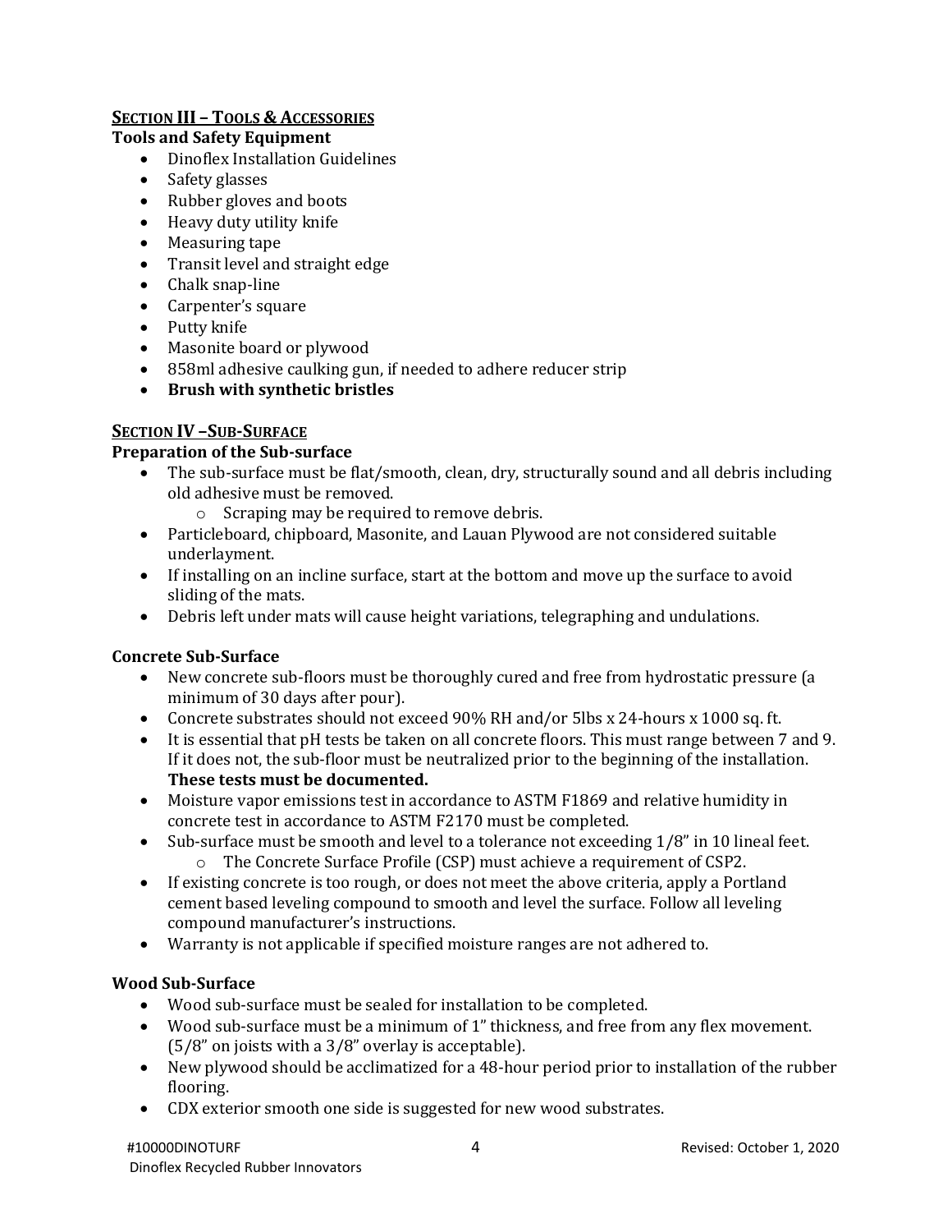## SECTION III – TOOLS & ACCESSORIES

**Tools and Safety Equipment**

- Dinoflex Installation Guidelines
- Safety glasses
- Rubber gloves and boots
- Heavy duty utility knife
- Measuring tape
- Transit level and straight edge
- Chalk snap-line
- Carpenter's square
- Putty knife
- Masonite board or plywood
- 858ml adhesive caulking gun, if needed to adhere reducer strip
- **Brush with synthetic bristles**

## SECTION IV –SUB-SURFACE

**Preparation of the Sub-surface**

- The sub-surface must be flat/smooth, clean, dry, structurally sound and all debris including old adhesive must be removed.
  - Scraping may be required to remove debris.
- Particleboard, chipboard, Masonite, and Lauan Plywood are not considered suitable underlayment.
- If installing on an incline surface, start at the bottom and move up the surface to avoid sliding of the mats.
- Debris left under mats will cause height variations, telegraphing and undulations.

**Concrete Sub-Surface**

- New concrete sub-floors must be thoroughly cured and free from hydrostatic pressure (a minimum of 30 days after pour).
- Concrete substrates should not exceed 90% RH and/or 5lbs x 24-hours x 1000 sq. ft.
- It is essential that pH tests be taken on all concrete floors. This must range between 7 and 9. If it does not, the sub-floor must be neutralized prior to the beginning of the installation. **These tests must be documented.**
- Moisture vapor emissions test in accordance to ASTM F1869 and relative humidity in concrete test in accordance to ASTM F2170 must be completed.
- Sub-surface must be smooth and level to a tolerance not exceeding 1/8" in 10 lineal feet.
  - The Concrete Surface Profile (CSP) must achieve a requirement of CSP2.
- If existing concrete is too rough, or does not meet the above criteria, apply a Portland cement based leveling compound to smooth and level the surface. Follow all leveling compound manufacturer's instructions.
- Warranty is not applicable if specified moisture ranges are not adhered to.

**Wood Sub-Surface**

- Wood sub-surface must be sealed for installation to be completed.
- Wood sub-surface must be a minimum of 1" thickness, and free from any flex movement. (5/8" on joists with a 3/8" overlay is acceptable).
- New plywood should be acclimatized for a 48-hour period prior to installation of the rubber flooring.
- CDX exterior smooth one side is suggested for new wood substrates.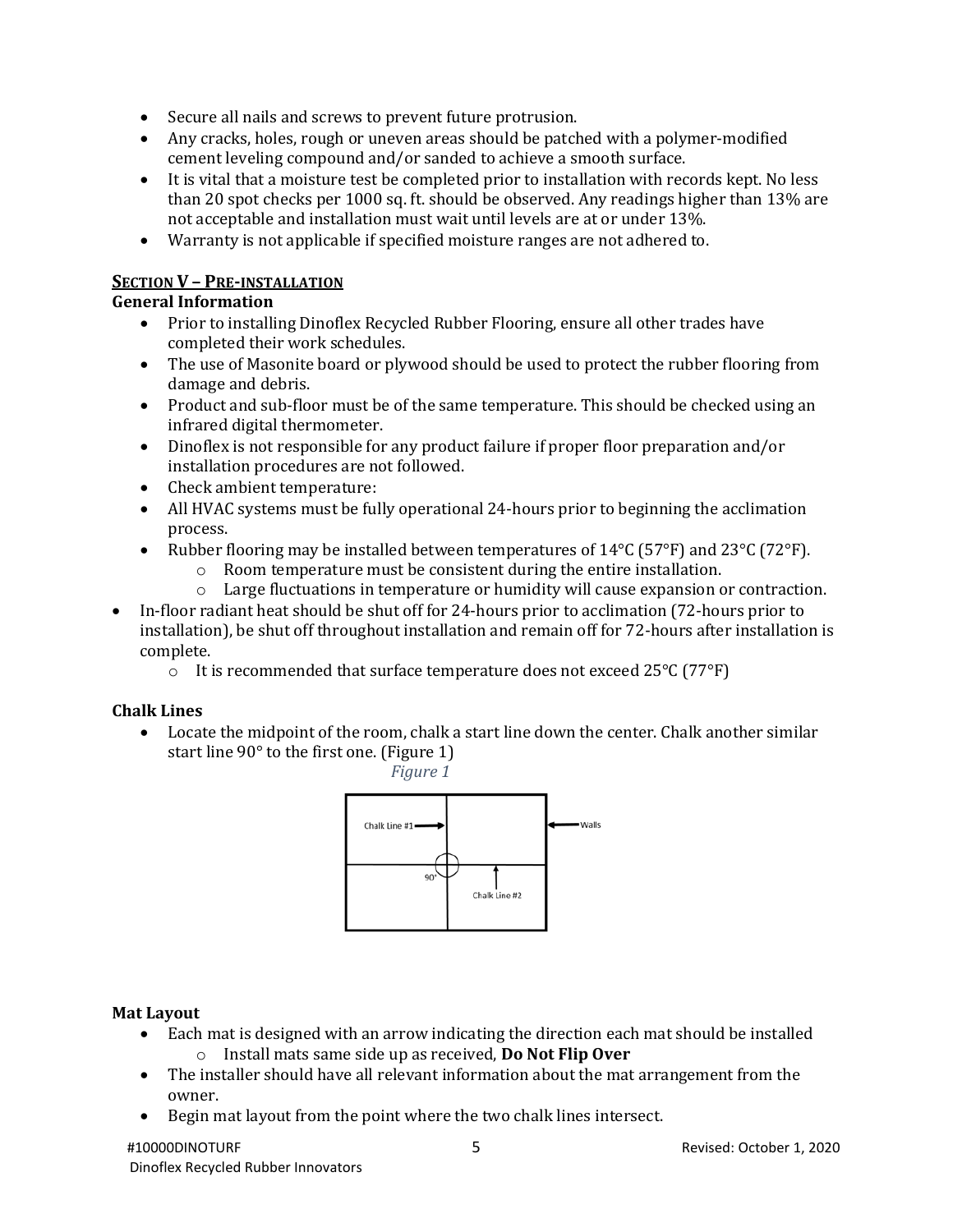- Secure all nails and screws to prevent future protrusion.
- Any cracks, holes, rough or uneven areas should be patched with a polymer-modified cement leveling compound and/or sanded to achieve a smooth surface.
- It is vital that a moisture test be completed prior to installation with records kept. No less than 20 spot checks per 1000 sq. ft. should be observed. Any readings higher than 13% are not acceptable and installation must wait until levels are at or under 13%.
- Warranty is not applicable if specified moisture ranges are not adhered to.

## Section V – Pre-installation

### General Information

- Prior to installing Dinoflex Recycled Rubber Flooring, ensure all other trades have completed their work schedules.
- The use of Masonite board or plywood should be used to protect the rubber flooring from damage and debris.
- Product and sub-floor must be of the same temperature. This should be checked using an infrared digital thermometer.
- Dinoflex is not responsible for any product failure if proper floor preparation and/or installation procedures are not followed.
- Check ambient temperature:
- All HVAC systems must be fully operational 24-hours prior to beginning the acclimation process.
- Rubber flooring may be installed between temperatures of 14°C (57°F) and 23°C (72°F).
  - Room temperature must be consistent during the entire installation.
  - Large fluctuations in temperature or humidity will cause expansion or contraction.
- In-floor radiant heat should be shut off for 24-hours prior to acclimation (72-hours prior to installation), be shut off throughout installation and remain off for 72-hours after installation is complete.
  - It is recommended that surface temperature does not exceed 25°C (77°F)

### Chalk Lines

- Locate the midpoint of the room, chalk a start line down the center. Chalk another similar start line 90° to the first one. (Figure 1)

*Figure 1*

Chalk Line #1 — Walls — 90° — Chalk Line #2

### Mat Layout

- Each mat is designed with an arrow indicating the direction each mat should be installed
  - Install mats same side up as received, **Do Not Flip Over**
- The installer should have all relevant information about the mat arrangement from the owner.
- Begin mat layout from the point where the two chalk lines intersect.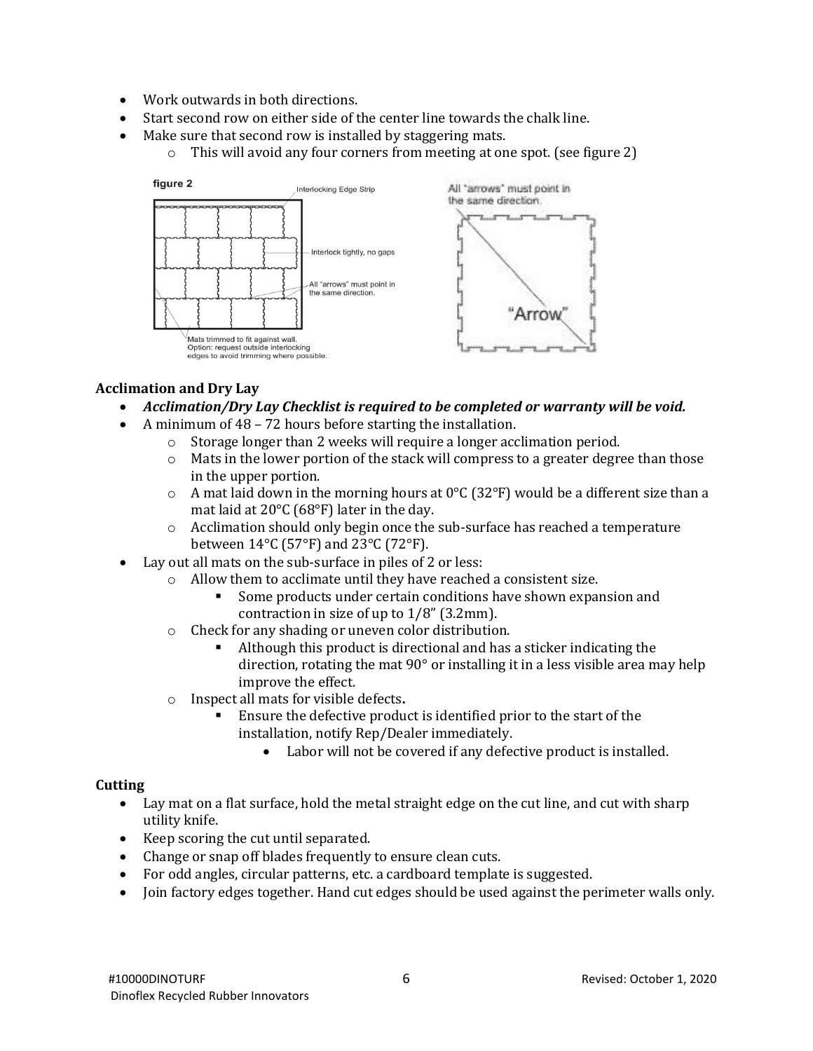- Work outwards in both directions.
- Start second row on either side of the center line towards the chalk line.
- Make sure that second row is installed by staggering mats.
  - This will avoid any four corners from meeting at one spot. (see figure 2)

figure 2

Interlocking Edge Strip

Interlock tightly, no gaps

All "arrows" must point in the same direction.

Mats trimmed to fit against wall. Option: request outside interlocking edges to avoid trimming where possible.

All "arrows" must point in the same direction.

"Arrow"

### Acclimation and Dry Lay

- ***Acclimation/Dry Lay Checklist is required to be completed or warranty will be void.***
- A minimum of 48 – 72 hours before starting the installation.
  - Storage longer than 2 weeks will require a longer acclimation period.
  - Mats in the lower portion of the stack will compress to a greater degree than those in the upper portion.
  - A mat laid down in the morning hours at 0°C (32°F) would be a different size than a mat laid at 20°C (68°F) later in the day.
  - Acclimation should only begin once the sub-surface has reached a temperature between 14°C (57°F) and 23°C (72°F).
- Lay out all mats on the sub-surface in piles of 2 or less:
  - Allow them to acclimate until they have reached a consistent size.
    - Some products under certain conditions have shown expansion and contraction in size of up to 1/8" (3.2mm).
  - Check for any shading or uneven color distribution.
    - Although this product is directional and has a sticker indicating the direction, rotating the mat 90° or installing it in a less visible area may help improve the effect.
  - Inspect all mats for visible defects**.**
    - Ensure the defective product is identified prior to the start of the installation, notify Rep/Dealer immediately.
      - Labor will not be covered if any defective product is installed.

### Cutting

- Lay mat on a flat surface, hold the metal straight edge on the cut line, and cut with sharp utility knife.
- Keep scoring the cut until separated.
- Change or snap off blades frequently to ensure clean cuts.
- For odd angles, circular patterns, etc. a cardboard template is suggested.
- Join factory edges together. Hand cut edges should be used against the perimeter walls only.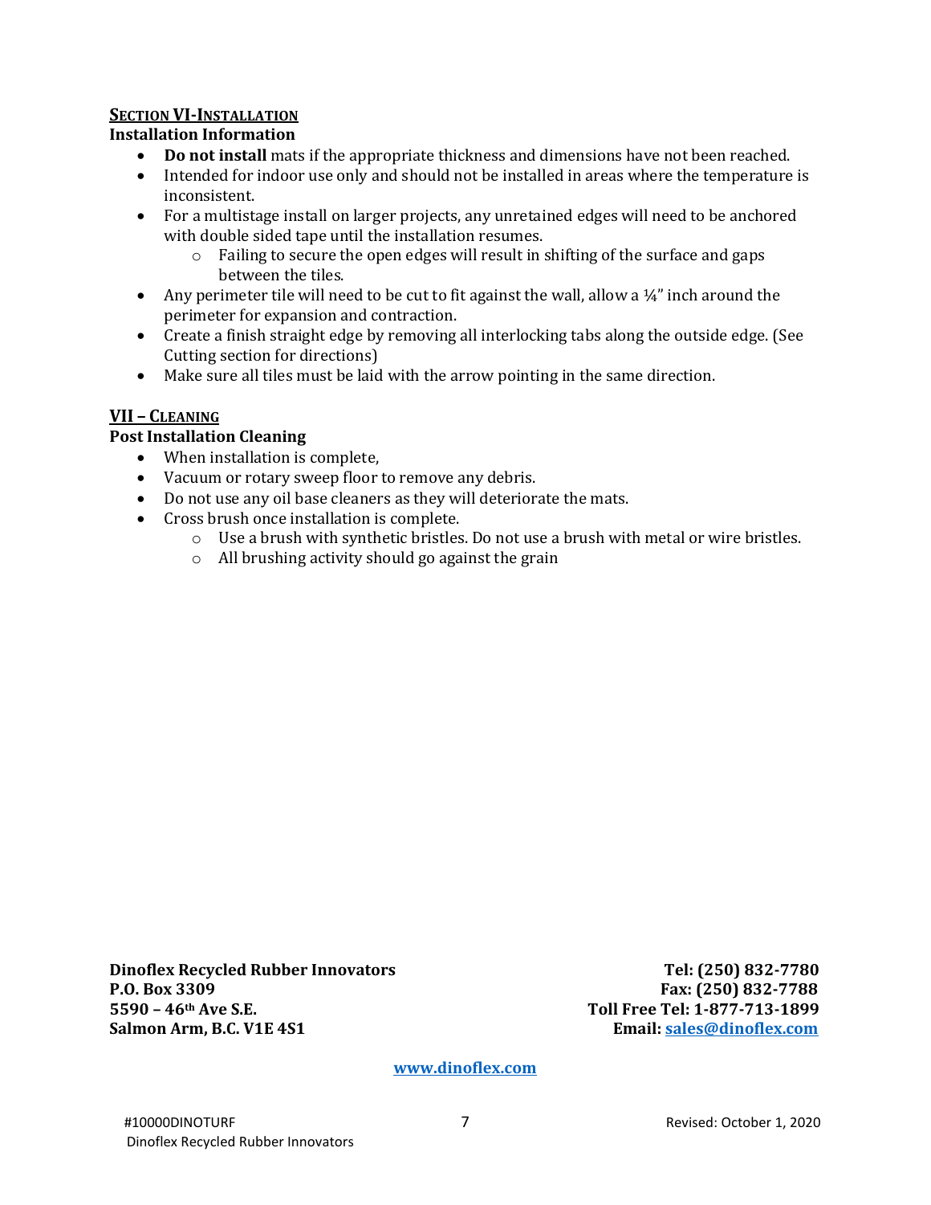## Section VI-Installation

### Installation Information

- **Do not install** mats if the appropriate thickness and dimensions have not been reached.
- Intended for indoor use only and should not be installed in areas where the temperature is inconsistent.
- For a multistage install on larger projects, any unretained edges will need to be anchored with double sided tape until the installation resumes.
  - Failing to secure the open edges will result in shifting of the surface and gaps between the tiles.
- Any perimeter tile will need to be cut to fit against the wall, allow a ¼" inch around the perimeter for expansion and contraction.
- Create a finish straight edge by removing all interlocking tabs along the outside edge. (See Cutting section for directions)
- Make sure all tiles must be laid with the arrow pointing in the same direction.

## VII – Cleaning

### Post Installation Cleaning

- When installation is complete,
- Vacuum or rotary sweep floor to remove any debris.
- Do not use any oil base cleaners as they will deteriorate the mats.
- Cross brush once installation is complete.
  - Use a brush with synthetic bristles. Do not use a brush with metal or wire bristles.
  - All brushing activity should go against the grain

**Dinoflex Recycled Rubber Innovators**
**P.O. Box 3309**
**5590 – 46th Ave S.E.**
**Salmon Arm, B.C. V1E 4S1**

**Tel: (250) 832-7780**
**Fax: (250) 832-7788**
**Toll Free Tel: 1-877-713-1899**
**Email: sales@dinoflex.com**

**www.dinoflex.com**

#10000DINOTURF
Dinoflex Recycled Rubber Innovators

Revised: October 1, 2020